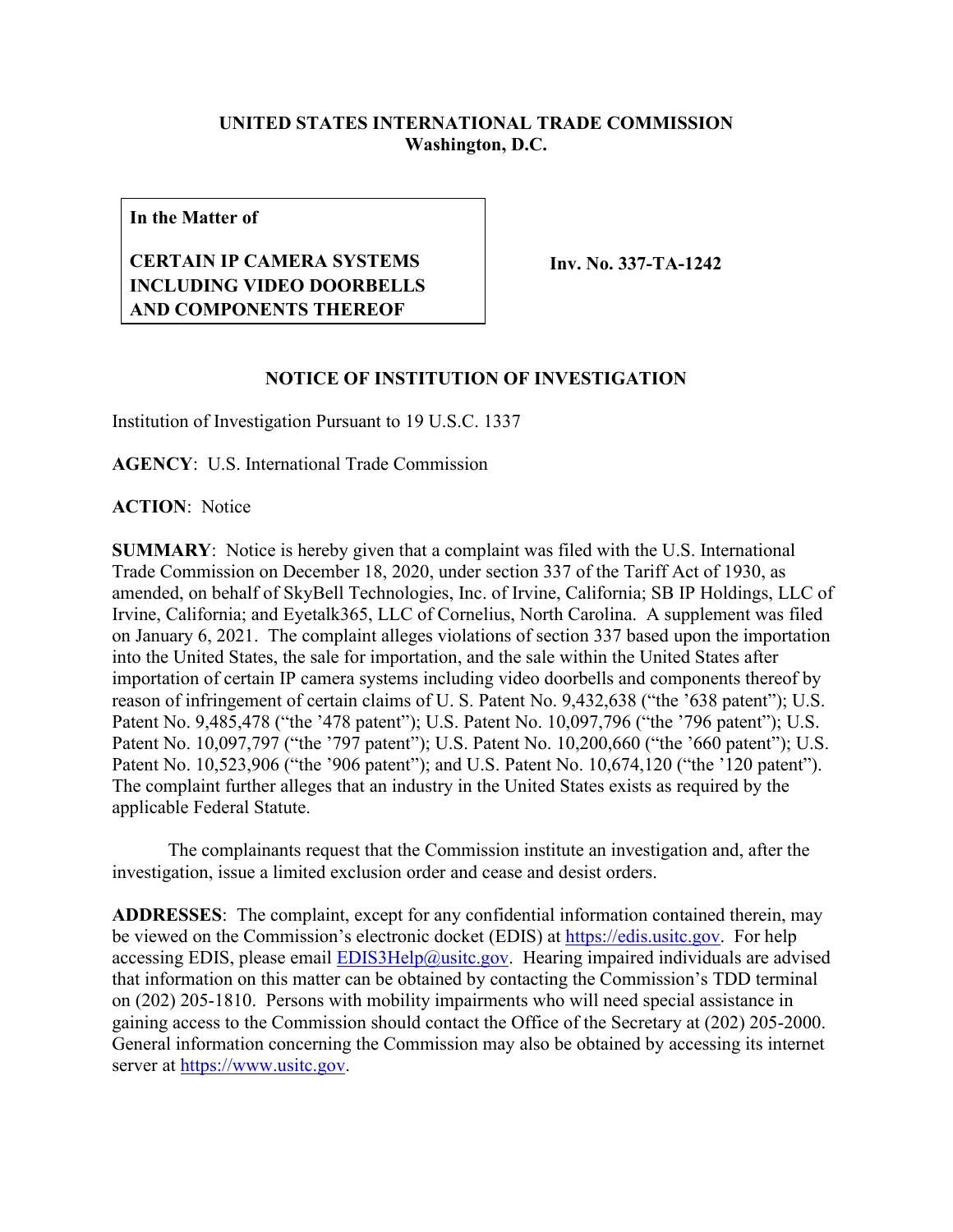**UNITED STATES INTERNATIONAL TRADE COMMISSION**
**Washington, D.C.**

| In the Matter of<br><br>**CERTAIN IP CAMERA SYSTEMS INCLUDING VIDEO DOORBELLS AND COMPONENTS THEREOF** | **Inv. No. 337-TA-1242** |
|---|---|

**In the Matter of**

**CERTAIN IP CAMERA SYSTEMS INCLUDING VIDEO DOORBELLS AND COMPONENTS THEREOF**

**Inv. No. 337-TA-1242**

## NOTICE OF INSTITUTION OF INVESTIGATION

Institution of Investigation Pursuant to 19 U.S.C. 1337

**AGENCY**: U.S. International Trade Commission

**ACTION**: Notice

**SUMMARY**: Notice is hereby given that a complaint was filed with the U.S. International Trade Commission on December 18, 2020, under section 337 of the Tariff Act of 1930, as amended, on behalf of SkyBell Technologies, Inc. of Irvine, California; SB IP Holdings, LLC of Irvine, California; and Eyetalk365, LLC of Cornelius, North Carolina. A supplement was filed on January 6, 2021. The complaint alleges violations of section 337 based upon the importation into the United States, the sale for importation, and the sale within the United States after importation of certain IP camera systems including video doorbells and components thereof by reason of infringement of certain claims of U. S. Patent No. 9,432,638 ("the '638 patent"); U.S. Patent No. 9,485,478 ("the '478 patent"); U.S. Patent No. 10,097,796 ("the '796 patent"); U.S. Patent No. 10,097,797 ("the '797 patent"); U.S. Patent No. 10,200,660 ("the '660 patent"); U.S. Patent No. 10,523,906 ("the '906 patent"); and U.S. Patent No. 10,674,120 ("the '120 patent"). The complaint further alleges that an industry in the United States exists as required by the applicable Federal Statute.

The complainants request that the Commission institute an investigation and, after the investigation, issue a limited exclusion order and cease and desist orders.

**ADDRESSES**: The complaint, except for any confidential information contained therein, may be viewed on the Commission's electronic docket (EDIS) at https://edis.usitc.gov. For help accessing EDIS, please email EDIS3Help@usitc.gov. Hearing impaired individuals are advised that information on this matter can be obtained by contacting the Commission's TDD terminal on (202) 205-1810. Persons with mobility impairments who will need special assistance in gaining access to the Commission should contact the Office of the Secretary at (202) 205-2000. General information concerning the Commission may also be obtained by accessing its internet server at https://www.usitc.gov.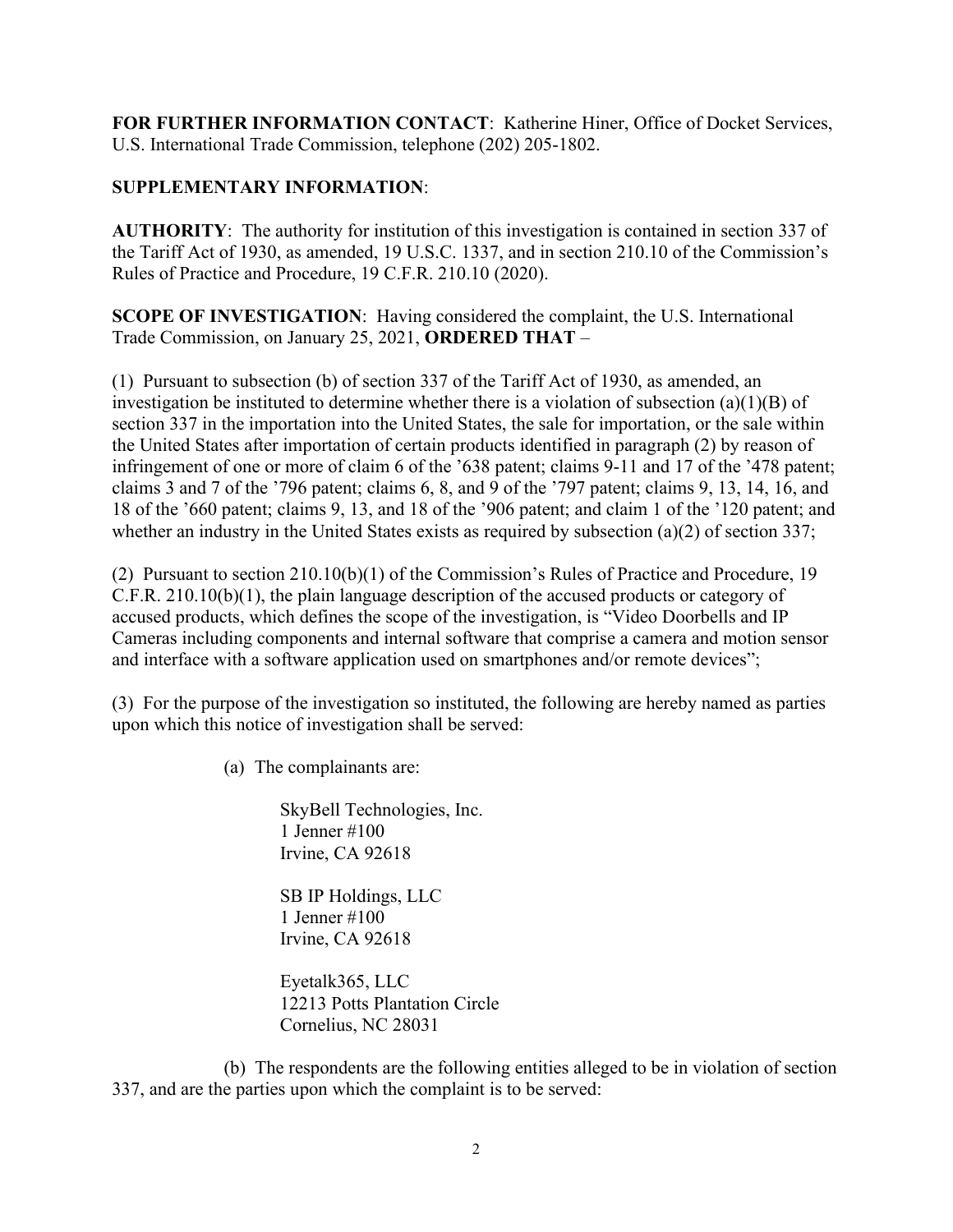**FOR FURTHER INFORMATION CONTACT**: Katherine Hiner, Office of Docket Services, U.S. International Trade Commission, telephone (202) 205-1802.

**SUPPLEMENTARY INFORMATION**:

**AUTHORITY**: The authority for institution of this investigation is contained in section 337 of the Tariff Act of 1930, as amended, 19 U.S.C. 1337, and in section 210.10 of the Commission's Rules of Practice and Procedure, 19 C.F.R. 210.10 (2020).

**SCOPE OF INVESTIGATION**: Having considered the complaint, the U.S. International Trade Commission, on January 25, 2021, **ORDERED THAT** –

(1) Pursuant to subsection (b) of section 337 of the Tariff Act of 1930, as amended, an investigation be instituted to determine whether there is a violation of subsection (a)(1)(B) of section 337 in the importation into the United States, the sale for importation, or the sale within the United States after importation of certain products identified in paragraph (2) by reason of infringement of one or more of claim 6 of the '638 patent; claims 9-11 and 17 of the '478 patent; claims 3 and 7 of the '796 patent; claims 6, 8, and 9 of the '797 patent; claims 9, 13, 14, 16, and 18 of the '660 patent; claims 9, 13, and 18 of the '906 patent; and claim 1 of the '120 patent; and whether an industry in the United States exists as required by subsection (a)(2) of section 337;

(2) Pursuant to section 210.10(b)(1) of the Commission's Rules of Practice and Procedure, 19 C.F.R. 210.10(b)(1), the plain language description of the accused products or category of accused products, which defines the scope of the investigation, is "Video Doorbells and IP Cameras including components and internal software that comprise a camera and motion sensor and interface with a software application used on smartphones and/or remote devices";

(3) For the purpose of the investigation so instituted, the following are hereby named as parties upon which this notice of investigation shall be served:

(a) The complainants are:

SkyBell Technologies, Inc.
1 Jenner #100
Irvine, CA 92618

SB IP Holdings, LLC
1 Jenner #100
Irvine, CA 92618

Eyetalk365, LLC
12213 Potts Plantation Circle
Cornelius, NC 28031

(b) The respondents are the following entities alleged to be in violation of section 337, and are the parties upon which the complaint is to be served: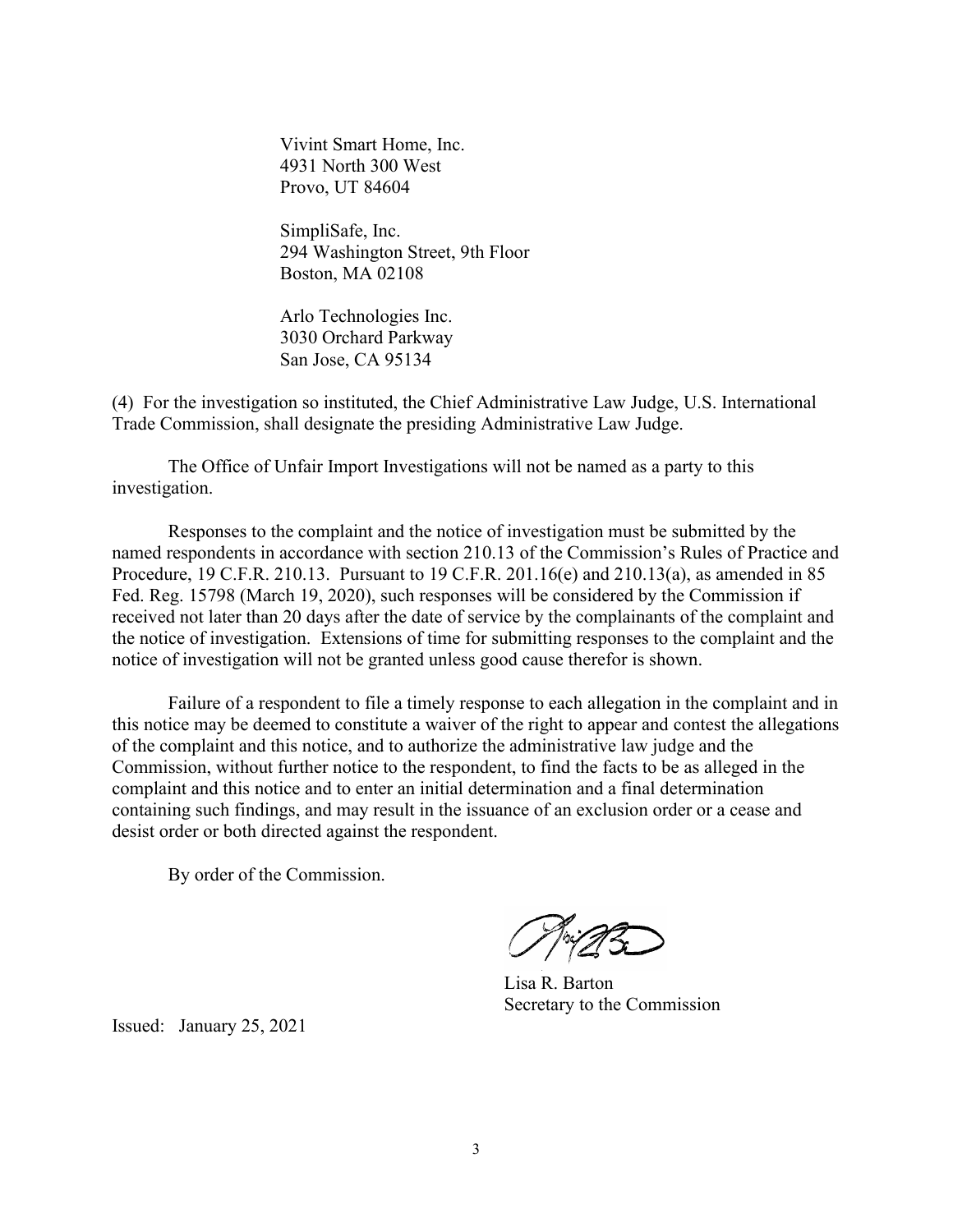Vivint Smart Home, Inc.
4931 North 300 West
Provo, UT 84604

SimpliSafe, Inc.
294 Washington Street, 9th Floor
Boston, MA 02108

Arlo Technologies Inc.
3030 Orchard Parkway
San Jose, CA 95134

(4) For the investigation so instituted, the Chief Administrative Law Judge, U.S. International Trade Commission, shall designate the presiding Administrative Law Judge.

The Office of Unfair Import Investigations will not be named as a party to this investigation.

Responses to the complaint and the notice of investigation must be submitted by the named respondents in accordance with section 210.13 of the Commission's Rules of Practice and Procedure, 19 C.F.R. 210.13. Pursuant to 19 C.F.R. 201.16(e) and 210.13(a), as amended in 85 Fed. Reg. 15798 (March 19, 2020), such responses will be considered by the Commission if received not later than 20 days after the date of service by the complainants of the complaint and the notice of investigation. Extensions of time for submitting responses to the complaint and the notice of investigation will not be granted unless good cause therefor is shown.

Failure of a respondent to file a timely response to each allegation in the complaint and in this notice may be deemed to constitute a waiver of the right to appear and contest the allegations of the complaint and this notice, and to authorize the administrative law judge and the Commission, without further notice to the respondent, to find the facts to be as alleged in the complaint and this notice and to enter an initial determination and a final determination containing such findings, and may result in the issuance of an exclusion order or a cease and desist order or both directed against the respondent.

By order of the Commission.

Lisa R. Barton
Secretary to the Commission

Issued: January 25, 2021